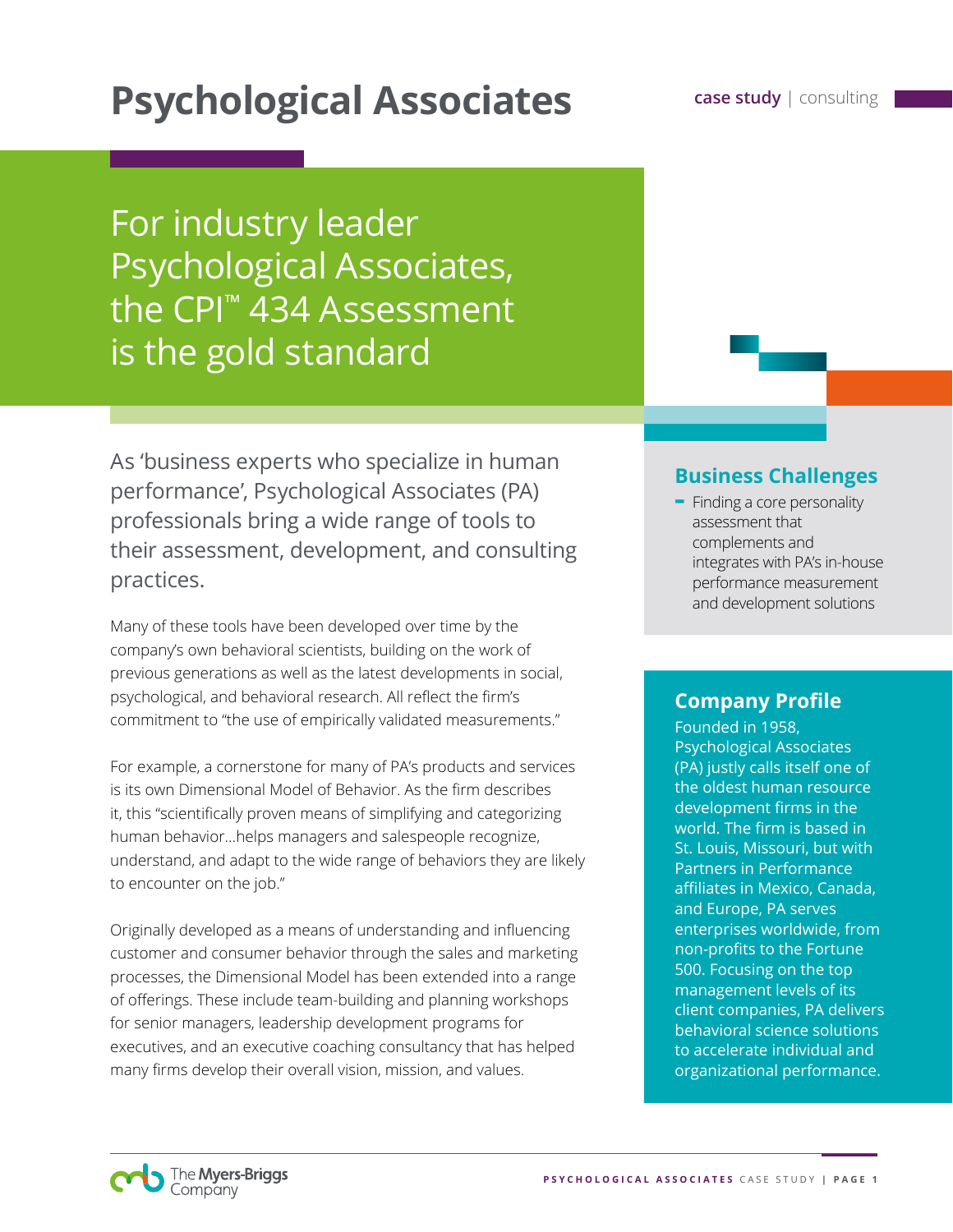# Psychological Associates

**case study** | consulting

## For industry leader Psychological Associates, the CPI™ 434 Assessment is the gold standard

As 'business experts who specialize in human performance', Psychological Associates (PA) professionals bring a wide range of tools to their assessment, development, and consulting practices.

Many of these tools have been developed over time by the company's own behavioral scientists, building on the work of previous generations as well as the latest developments in social, psychological, and behavioral research. All reflect the firm's commitment to "the use of empirically validated measurements."

For example, a cornerstone for many of PA's products and services is its own Dimensional Model of Behavior. As the firm describes it, this "scientifically proven means of simplifying and categorizing human behavior...helps managers and salespeople recognize, understand, and adapt to the wide range of behaviors they are likely to encounter on the job."

Originally developed as a means of understanding and influencing customer and consumer behavior through the sales and marketing processes, the Dimensional Model has been extended into a range of offerings. These include team-building and planning workshops for senior managers, leadership development programs for executives, and an executive coaching consultancy that has helped many firms develop their overall vision, mission, and values.

### Business Challenges

- Finding a core personality assessment that complements and integrates with PA's in-house performance measurement and development solutions

### Company Profile

Founded in 1958, Psychological Associates (PA) justly calls itself one of the oldest human resource development firms in the world. The firm is based in St. Louis, Missouri, but with Partners in Performance affiliates in Mexico, Canada, and Europe, PA serves enterprises worldwide, from non-profits to the Fortune 500. Focusing on the top management levels of its client companies, PA delivers behavioral science solutions to accelerate individual and organizational performance.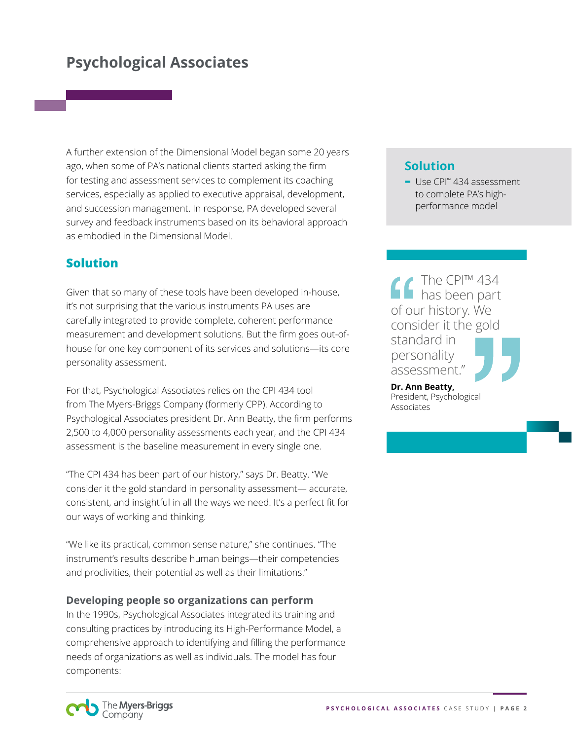# Psychological Associates

A further extension of the Dimensional Model began some 20 years ago, when some of PA's national clients started asking the firm for testing and assessment services to complement its coaching services, especially as applied to executive appraisal, development, and succession management. In response, PA developed several survey and feedback instruments based on its behavioral approach as embodied in the Dimensional Model.

## Solution

Given that so many of these tools have been developed in-house, it's not surprising that the various instruments PA uses are carefully integrated to provide complete, coherent performance measurement and development solutions. But the firm goes out-of-house for one key component of its services and solutions—its core personality assessment.

For that, Psychological Associates relies on the CPI 434 tool from The Myers-Briggs Company (formerly CPP). According to Psychological Associates president Dr. Ann Beatty, the firm performs 2,500 to 4,000 personality assessments each year, and the CPI 434 assessment is the baseline measurement in every single one.

"The CPI 434 has been part of our history," says Dr. Beatty. "We consider it the gold standard in personality assessment— accurate, consistent, and insightful in all the ways we need. It's a perfect fit for our ways of working and thinking.

"We like its practical, common sense nature," she continues. "The instrument's results describe human beings—their competencies and proclivities, their potential as well as their limitations."

### Developing people so organizations can perform

In the 1990s, Psychological Associates integrated its training and consulting practices by introducing its High-Performance Model, a comprehensive approach to identifying and filling the performance needs of organizations as well as individuals. The model has four components:

## Solution

- Use CPI™ 434 assessment to complete PA's high-performance model

"The CPI™ 434 has been part of our history. We consider it the gold standard in personality assessment."

**Dr. Ann Beatty,**
President, Psychological Associates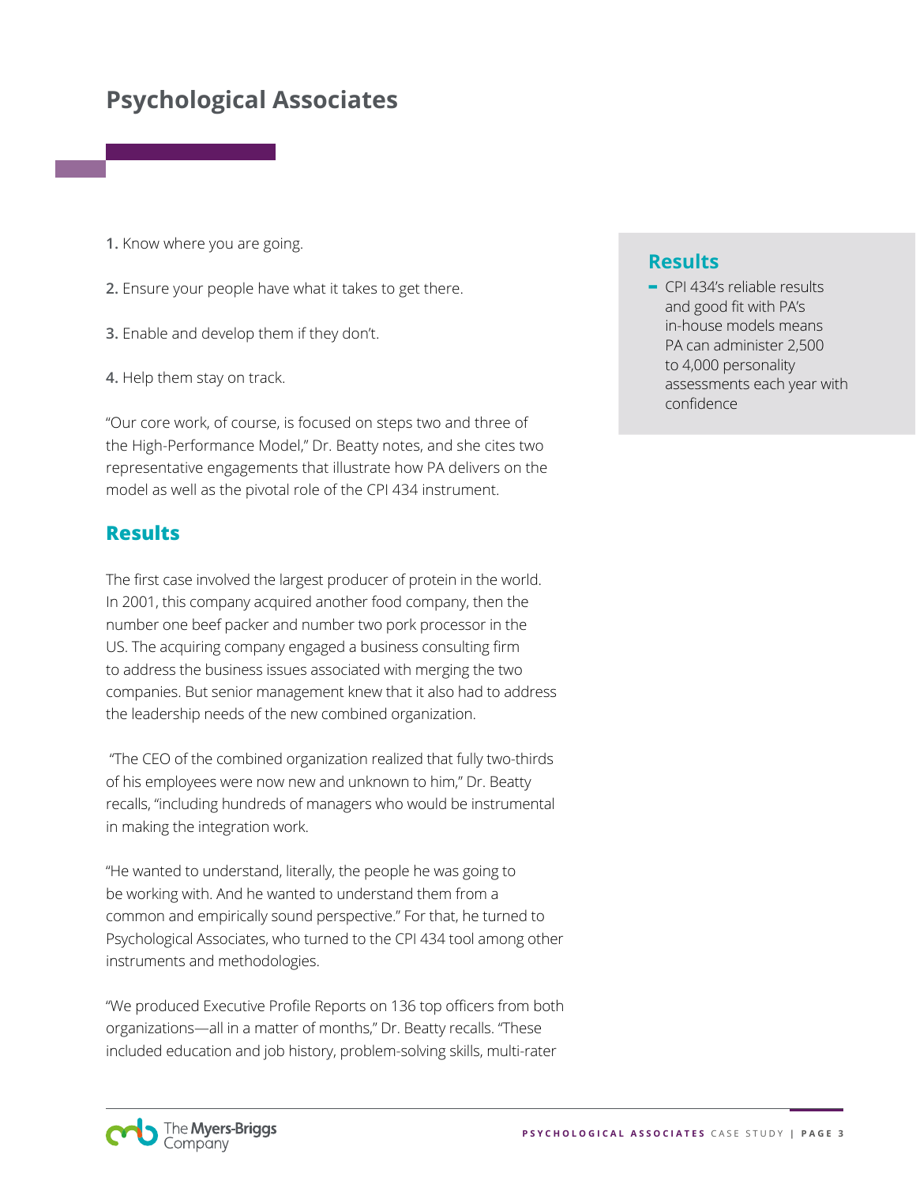# Psychological Associates

1. Know where you are going.

2. Ensure your people have what it takes to get there.

3. Enable and develop them if they don't.

4. Help them stay on track.

"Our core work, of course, is focused on steps two and three of the High-Performance Model," Dr. Beatty notes, and she cites two representative engagements that illustrate how PA delivers on the model as well as the pivotal role of the CPI 434 instrument.

## Results

The first case involved the largest producer of protein in the world. In 2001, this company acquired another food company, then the number one beef packer and number two pork processor in the US. The acquiring company engaged a business consulting firm to address the business issues associated with merging the two companies. But senior management knew that it also had to address the leadership needs of the new combined organization.

"The CEO of the combined organization realized that fully two-thirds of his employees were now new and unknown to him," Dr. Beatty recalls, "including hundreds of managers who would be instrumental in making the integration work.

"He wanted to understand, literally, the people he was going to be working with. And he wanted to understand them from a common and empirically sound perspective." For that, he turned to Psychological Associates, who turned to the CPI 434 tool among other instruments and methodologies.

"We produced Executive Profile Reports on 136 top officers from both organizations—all in a matter of months," Dr. Beatty recalls. "These included education and job history, problem-solving skills, multi-rater

## Results

- CPI 434's reliable results and good fit with PA's in-house models means PA can administer 2,500 to 4,000 personality assessments each year with confidence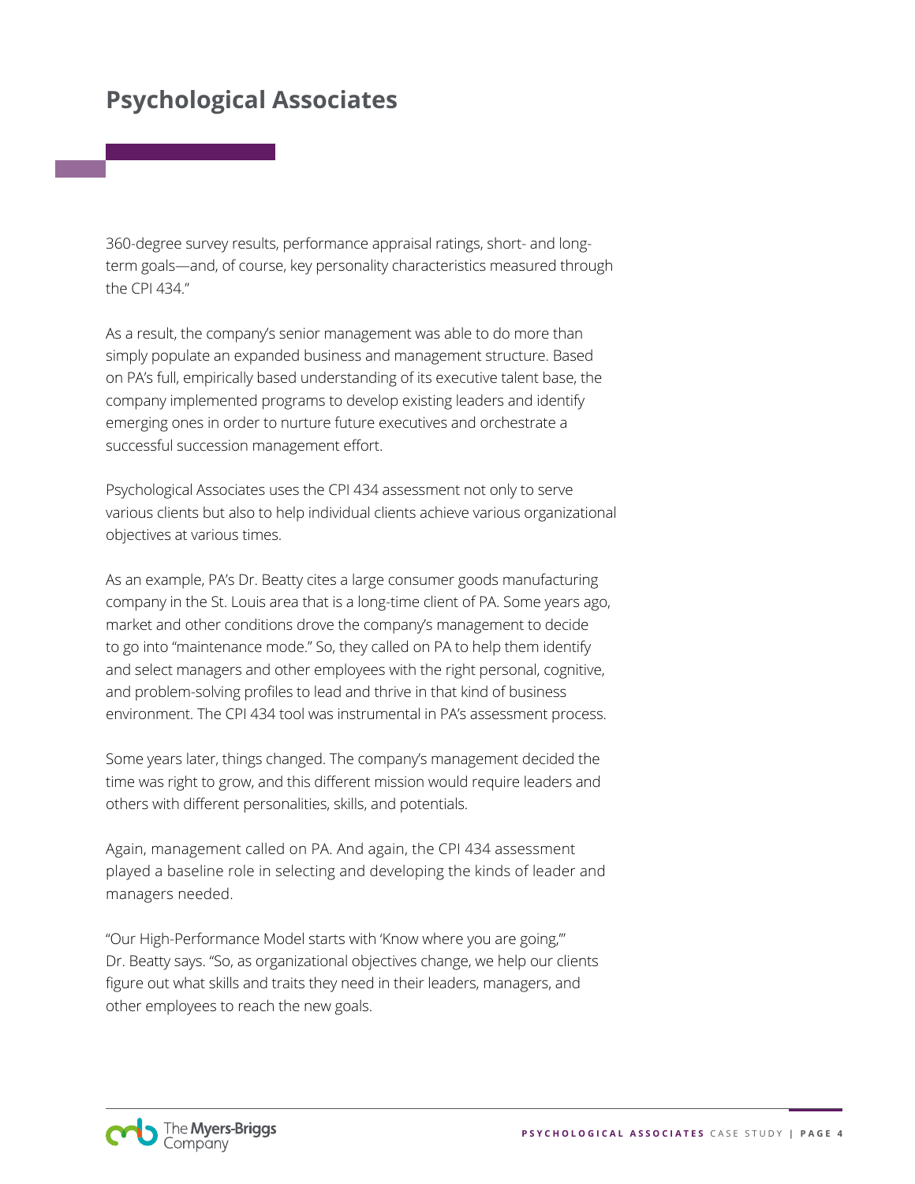360-degree survey results, performance appraisal ratings, short- and long-term goals—and, of course, key personality characteristics measured through the CPI 434."

As a result, the company's senior management was able to do more than simply populate an expanded business and management structure. Based on PA's full, empirically based understanding of its executive talent base, the company implemented programs to develop existing leaders and identify emerging ones in order to nurture future executives and orchestrate a successful succession management effort.

Psychological Associates uses the CPI 434 assessment not only to serve various clients but also to help individual clients achieve various organizational objectives at various times.

As an example, PA's Dr. Beatty cites a large consumer goods manufacturing company in the St. Louis area that is a long-time client of PA. Some years ago, market and other conditions drove the company's management to decide to go into "maintenance mode." So, they called on PA to help them identify and select managers and other employees with the right personal, cognitive, and problem-solving profiles to lead and thrive in that kind of business environment. The CPI 434 tool was instrumental in PA's assessment process.

Some years later, things changed. The company's management decided the time was right to grow, and this different mission would require leaders and others with different personalities, skills, and potentials.

Again, management called on PA. And again, the CPI 434 assessment played a baseline role in selecting and developing the kinds of leader and managers needed.

"Our High-Performance Model starts with 'Know where you are going,'" Dr. Beatty says. "So, as organizational objectives change, we help our clients figure out what skills and traits they need in their leaders, managers, and other employees to reach the new goals.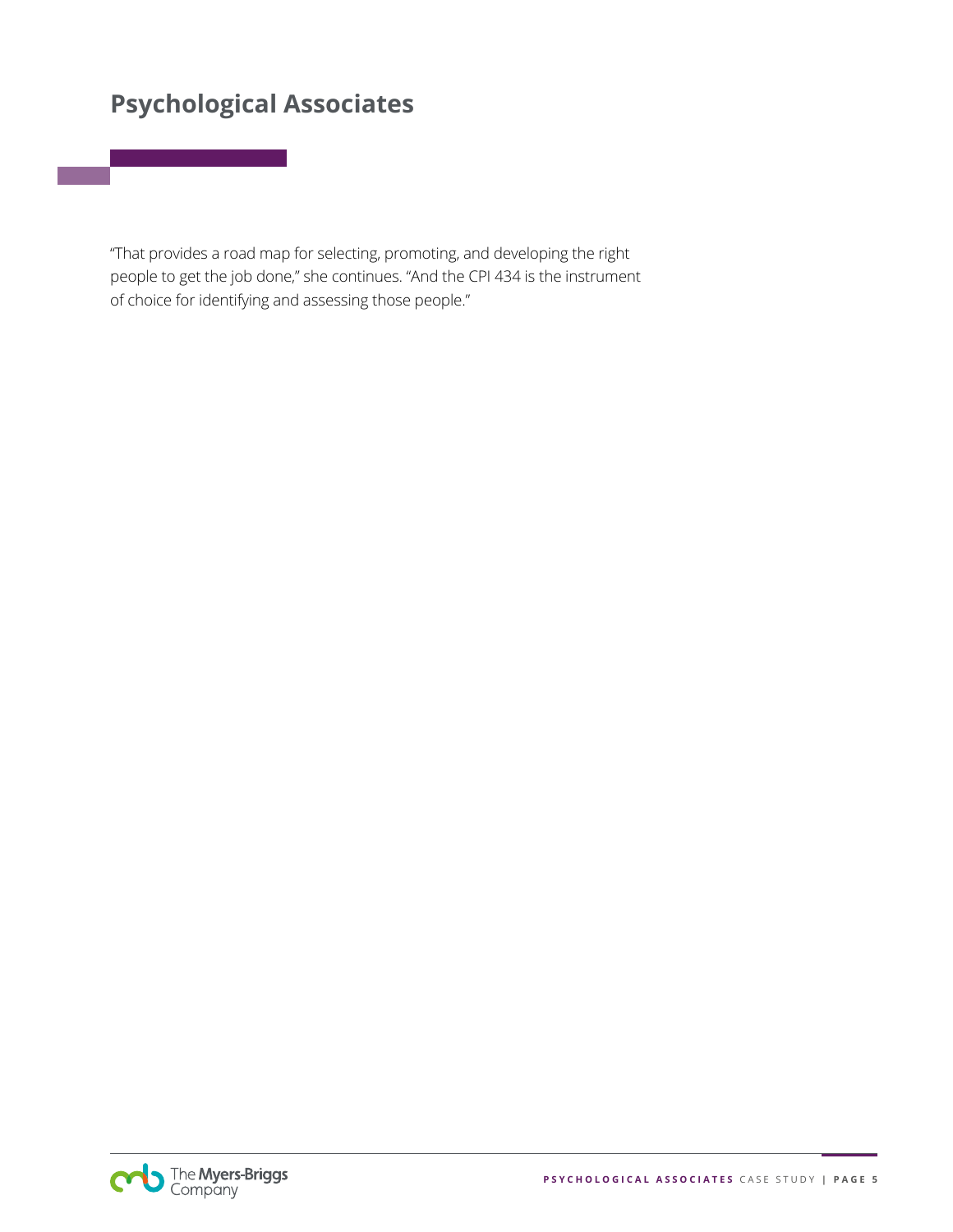“That provides a road map for selecting, promoting, and developing the right people to get the job done,” she continues. “And the CPI 434 is the instrument of choice for identifying and assessing those people.”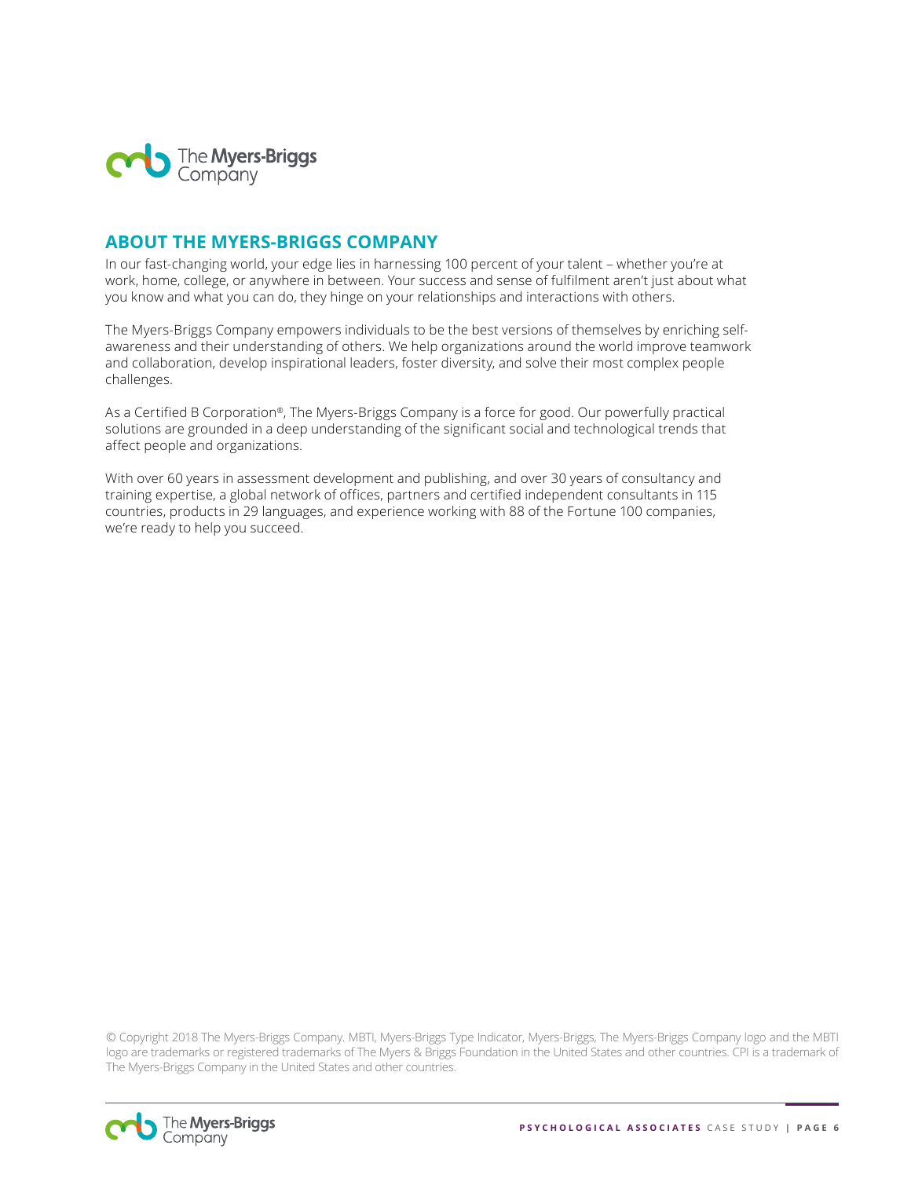## ABOUT THE MYERS-BRIGGS COMPANY

In our fast-changing world, your edge lies in harnessing 100 percent of your talent – whether you're at work, home, college, or anywhere in between. Your success and sense of fulfilment aren't just about what you know and what you can do, they hinge on your relationships and interactions with others.

The Myers-Briggs Company empowers individuals to be the best versions of themselves by enriching self-awareness and their understanding of others. We help organizations around the world improve teamwork and collaboration, develop inspirational leaders, foster diversity, and solve their most complex people challenges.

As a Certified B Corporation®, The Myers-Briggs Company is a force for good. Our powerfully practical solutions are grounded in a deep understanding of the significant social and technological trends that affect people and organizations.

With over 60 years in assessment development and publishing, and over 30 years of consultancy and training expertise, a global network of offices, partners and certified independent consultants in 115 countries, products in 29 languages, and experience working with 88 of the Fortune 100 companies, we're ready to help you succeed.

© Copyright 2018 The Myers-Briggs Company. MBTI, Myers-Briggs Type Indicator, Myers-Briggs, The Myers-Briggs Company logo and the MBTI logo are trademarks or registered trademarks of The Myers & Briggs Foundation in the United States and other countries. CPI is a trademark of The Myers-Briggs Company in the United States and other countries.